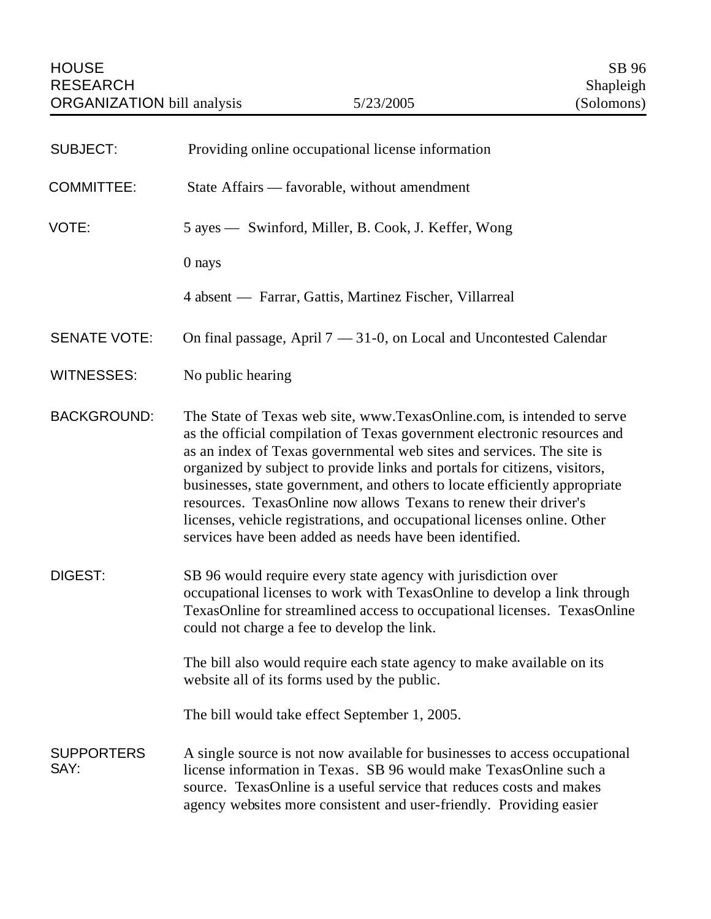HOUSE RESEARCH ORGANIZATION bill analysis — 5/23/2005 — SB 96 Shapleigh (Solomons)

**SUBJECT:** Providing online occupational license information

**COMMITTEE:** State Affairs — favorable, without amendment

**VOTE:** 5 ayes — Swinford, Miller, B. Cook, J. Keffer, Wong

0 nays

4 absent — Farrar, Gattis, Martinez Fischer, Villarreal

**SENATE VOTE:** On final passage, April 7 — 31-0, on Local and Uncontested Calendar

**WITNESSES:** No public hearing

**BACKGROUND:** The State of Texas web site, www.TexasOnline.com, is intended to serve as the official compilation of Texas government electronic resources and as an index of Texas governmental web sites and services. The site is organized by subject to provide links and portals for citizens, visitors, businesses, state government, and others to locate efficiently appropriate resources. TexasOnline now allows Texans to renew their driver's licenses, vehicle registrations, and occupational licenses online. Other services have been added as needs have been identified.

**DIGEST:** SB 96 would require every state agency with jurisdiction over occupational licenses to work with TexasOnline to develop a link through TexasOnline for streamlined access to occupational licenses. TexasOnline could not charge a fee to develop the link.

The bill also would require each state agency to make available on its website all of its forms used by the public.

The bill would take effect September 1, 2005.

**SUPPORTERS SAY:** A single source is not now available for businesses to access occupational license information in Texas. SB 96 would make TexasOnline such a source. TexasOnline is a useful service that reduces costs and makes agency websites more consistent and user-friendly. Providing easier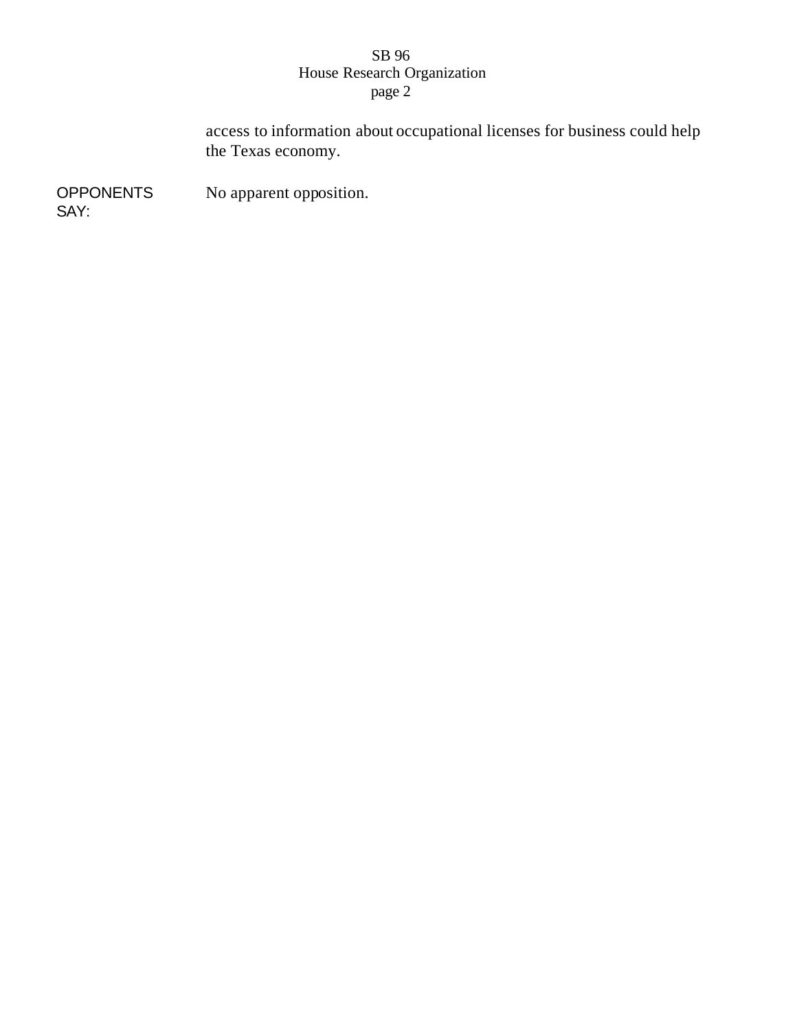access to information about occupational licenses for business could help the Texas economy.

**OPPONENTS SAY:** No apparent opposition.